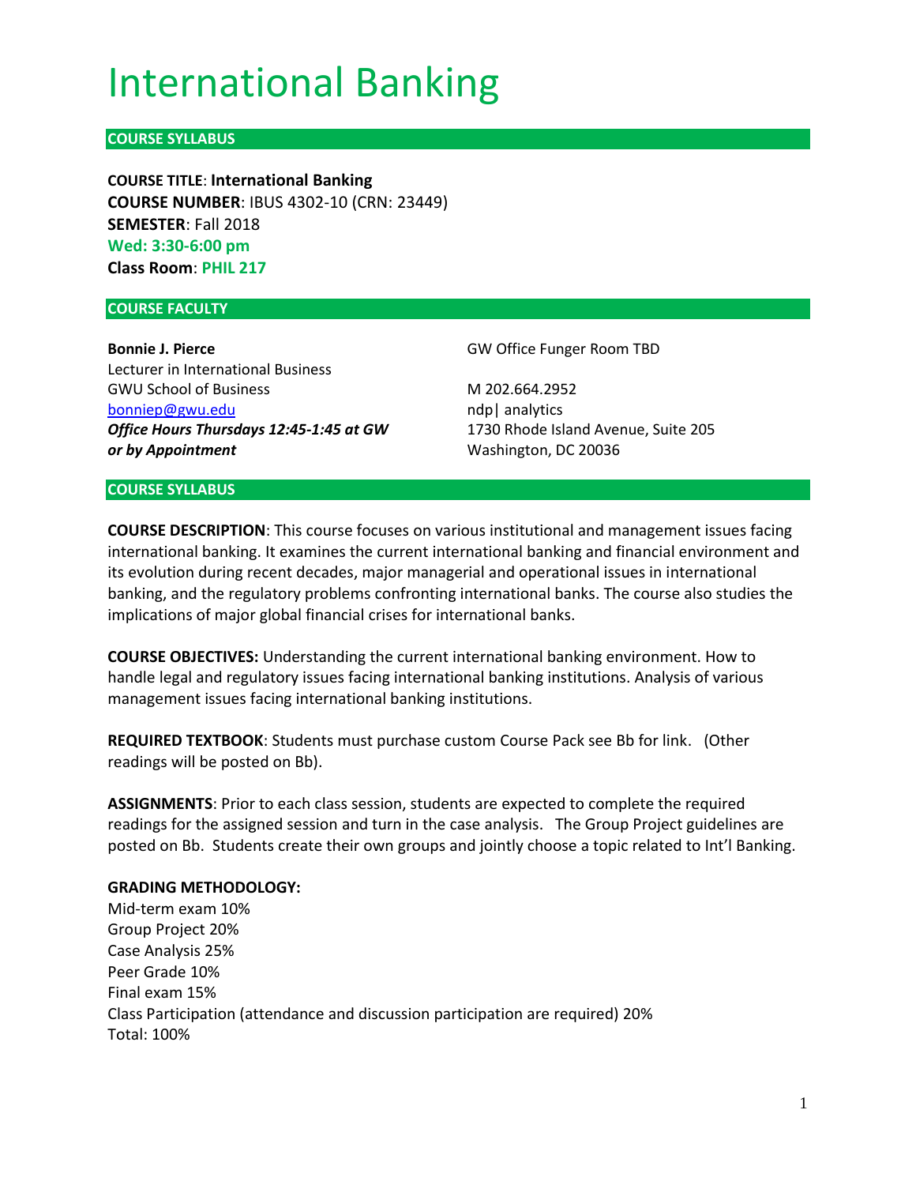# International Banking

## COURSE SYLLABUS

**COURSE TITLE**: **International Banking**
**COURSE NUMBER**: IBUS 4302-10 (CRN: 23449)
**SEMESTER**: Fall 2018
**Wed: 3:30-6:00 pm**
**Class Room**: **PHIL 217**

## COURSE FACULTY

**Bonnie J. Pierce**
Lecturer in International Business
GWU School of Business
bonniep@gwu.edu
***Office Hours Thursdays 12:45-1:45 at GW or by Appointment***

GW Office Funger Room TBD

M 202.664.2952
ndp| analytics
1730 Rhode Island Avenue, Suite 205
Washington, DC 20036

## COURSE SYLLABUS

**COURSE DESCRIPTION**: This course focuses on various institutional and management issues facing international banking. It examines the current international banking and financial environment and its evolution during recent decades, major managerial and operational issues in international banking, and the regulatory problems confronting international banks. The course also studies the implications of major global financial crises for international banks.

**COURSE OBJECTIVES:** Understanding the current international banking environment. How to handle legal and regulatory issues facing international banking institutions. Analysis of various management issues facing international banking institutions.

**REQUIRED TEXTBOOK**: Students must purchase custom Course Pack see Bb for link. (Other readings will be posted on Bb).

**ASSIGNMENTS**: Prior to each class session, students are expected to complete the required readings for the assigned session and turn in the case analysis. The Group Project guidelines are posted on Bb. Students create their own groups and jointly choose a topic related to Int'l Banking.

**GRADING METHODOLOGY:**
Mid-term exam 10%
Group Project 20%
Case Analysis 25%
Peer Grade 10%
Final exam 15%
Class Participation (attendance and discussion participation are required) 20%
Total: 100%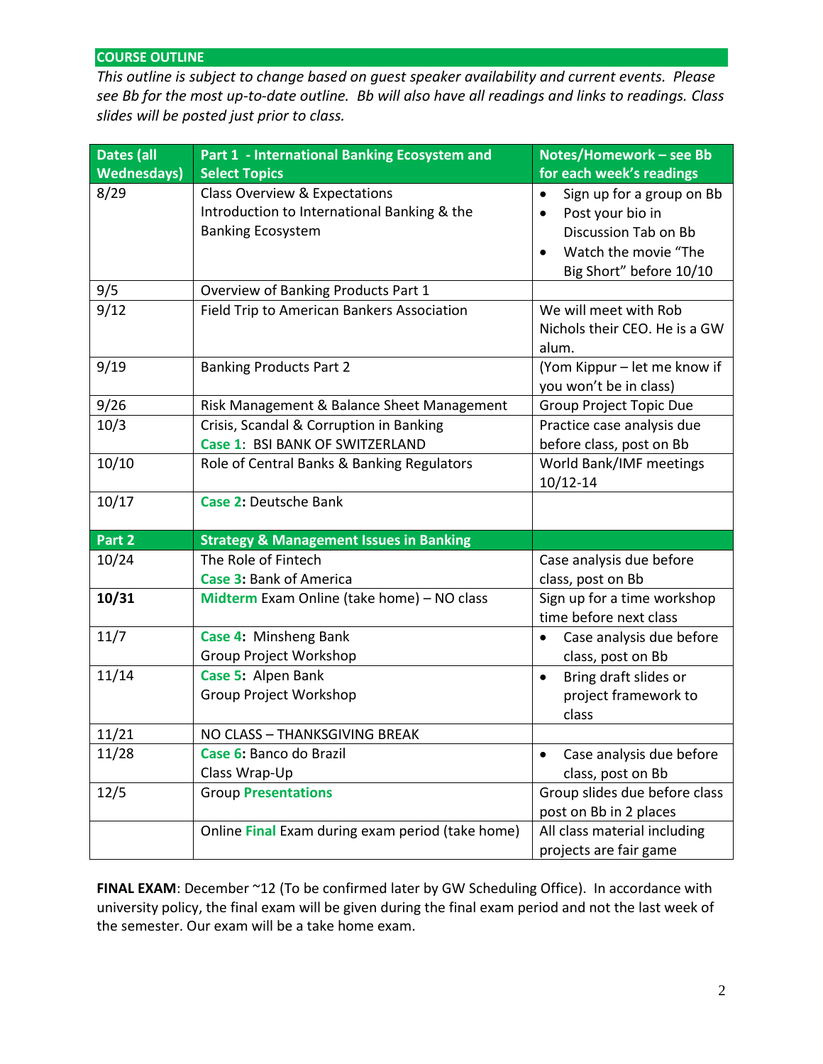## COURSE OUTLINE

*This outline is subject to change based on guest speaker availability and current events. Please see Bb for the most up-to-date outline. Bb will also have all readings and links to readings. Class slides will be posted just prior to class.*

| Dates (all Wednesdays) | Part 1 - International Banking Ecosystem and Select Topics | Notes/Homework – see Bb for each week's readings |
|---|---|---|
| 8/29 | Class Overview & Expectations<br>Introduction to International Banking & the Banking Ecosystem | • Sign up for a group on Bb<br>• Post your bio in Discussion Tab on Bb<br>• Watch the movie "The Big Short" before 10/10 |
| 9/5 | Overview of Banking Products Part 1 | |
| 9/12 | Field Trip to American Bankers Association | We will meet with Rob Nichols their CEO. He is a GW alum. |
| 9/19 | Banking Products Part 2 | (Yom Kippur – let me know if you won't be in class) |
| 9/26 | Risk Management & Balance Sheet Management | Group Project Topic Due |
| 10/3 | Crisis, Scandal & Corruption in Banking<br>**Case 1**: BSI BANK OF SWITZERLAND | Practice case analysis due before class, post on Bb |
| 10/10 | Role of Central Banks & Banking Regulators | World Bank/IMF meetings 10/12-14 |
| 10/17 | **Case 2**: Deutsche Bank | |
| **Part 2** | **Strategy & Management Issues in Banking** | |
| 10/24 | The Role of Fintech<br>**Case 3**: Bank of America | Case analysis due before class, post on Bb |
| **10/31** | **Midterm** Exam Online (take home) – NO class | Sign up for a time workshop time before next class |
| 11/7 | **Case 4**: Minsheng Bank<br>Group Project Workshop | • Case analysis due before class, post on Bb |
| 11/14 | **Case 5**: Alpen Bank<br>Group Project Workshop | • Bring draft slides or project framework to class |
| 11/21 | NO CLASS – THANKSGIVING BREAK | |
| 11/28 | **Case 6**: Banco do Brazil<br>Class Wrap-Up | • Case analysis due before class, post on Bb |
| 12/5 | Group **Presentations** | Group slides due before class post on Bb in 2 places |
| | Online **Final** Exam during exam period (take home) | All class material including projects are fair game |

**FINAL EXAM**: December ~12 (To be confirmed later by GW Scheduling Office). In accordance with university policy, the final exam will be given during the final exam period and not the last week of the semester. Our exam will be a take home exam.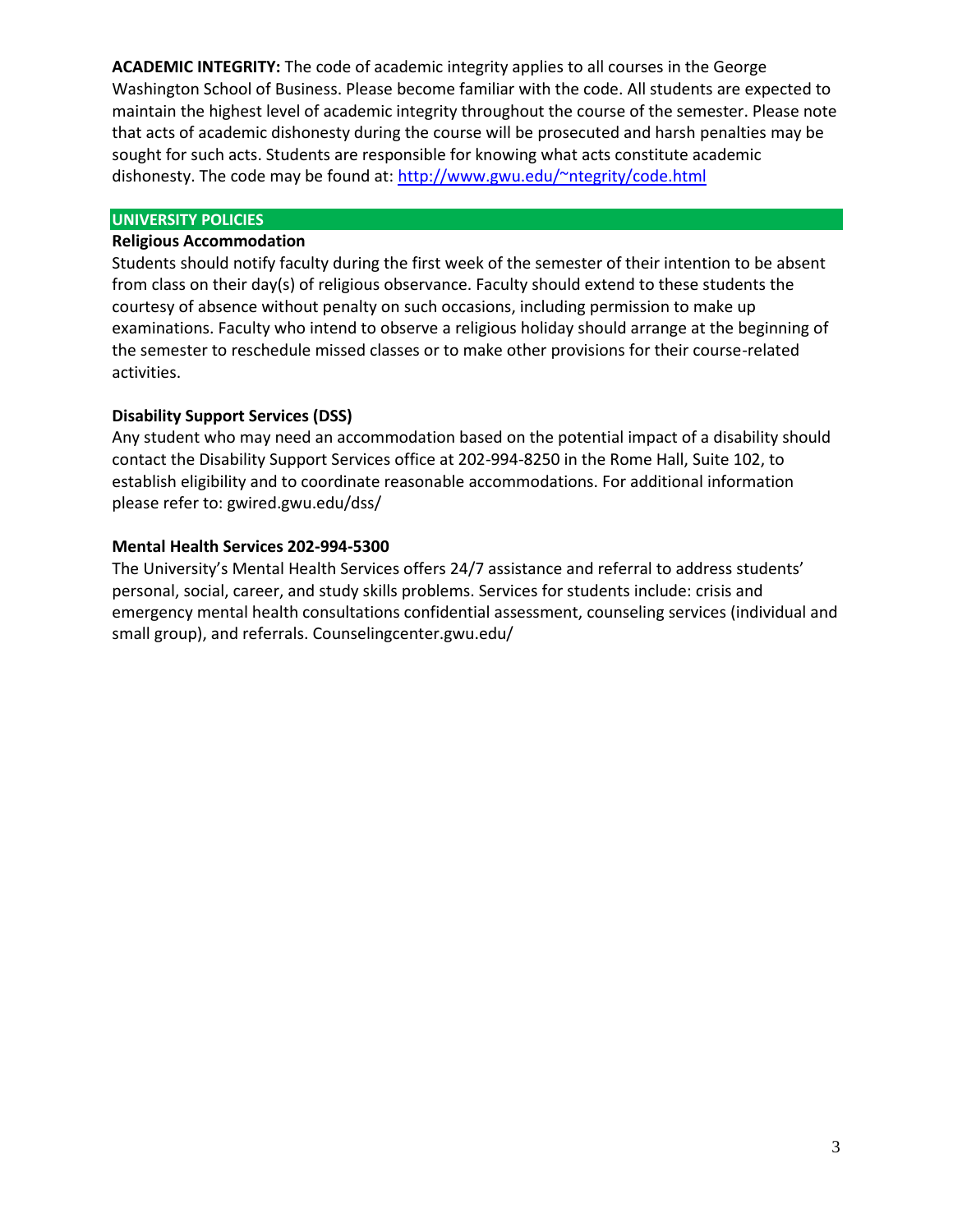**ACADEMIC INTEGRITY:** The code of academic integrity applies to all courses in the George Washington School of Business. Please become familiar with the code. All students are expected to maintain the highest level of academic integrity throughout the course of the semester. Please note that acts of academic dishonesty during the course will be prosecuted and harsh penalties may be sought for such acts. Students are responsible for knowing what acts constitute academic dishonesty. The code may be found at: [http://www.gwu.edu/~ntegrity/code.html](http://www.gwu.edu/~ntegrity/code.html)

## UNIVERSITY POLICIES

### Religious Accommodation

Students should notify faculty during the first week of the semester of their intention to be absent from class on their day(s) of religious observance. Faculty should extend to these students the courtesy of absence without penalty on such occasions, including permission to make up examinations. Faculty who intend to observe a religious holiday should arrange at the beginning of the semester to reschedule missed classes or to make other provisions for their course-related activities.

### Disability Support Services (DSS)

Any student who may need an accommodation based on the potential impact of a disability should contact the Disability Support Services office at 202-994-8250 in the Rome Hall, Suite 102, to establish eligibility and to coordinate reasonable accommodations. For additional information please refer to: gwired.gwu.edu/dss/

### Mental Health Services 202-994-5300

The University's Mental Health Services offers 24/7 assistance and referral to address students' personal, social, career, and study skills problems. Services for students include: crisis and emergency mental health consultations confidential assessment, counseling services (individual and small group), and referrals. Counselingcenter.gwu.edu/